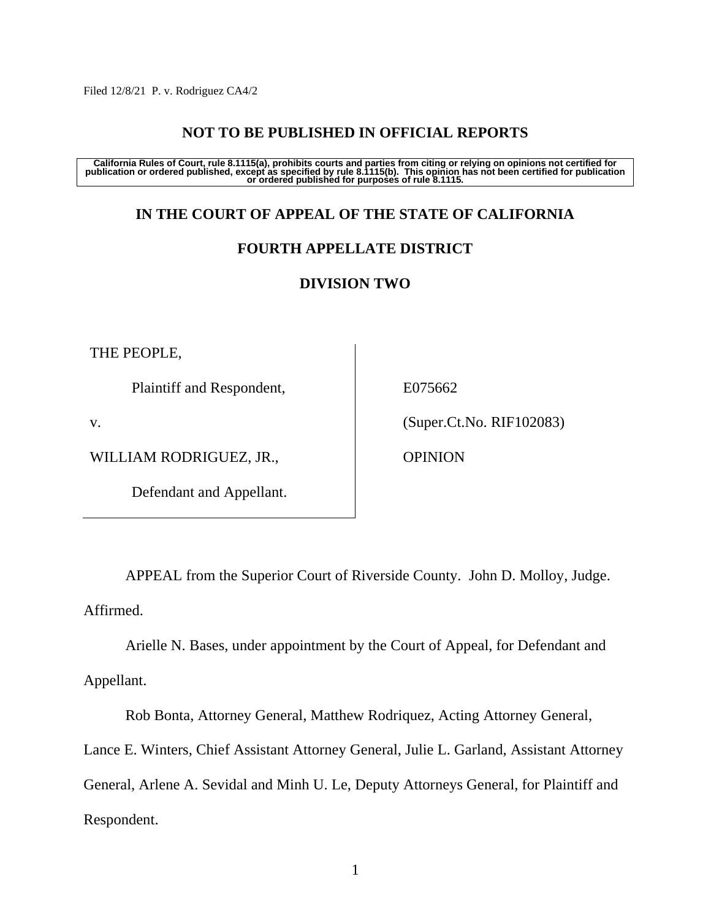Filed 12/8/21 P. v. Rodriguez CA4/2

**NOT TO BE PUBLISHED IN OFFICIAL REPORTS**

**California Rules of Court, rule 8.1115(a), prohibits courts and parties from citing or relying on opinions not certified for publication or ordered published, except as specified by rule 8.1115(b). This opinion has not been certified for publication or ordered published for purposes of rule 8.1115.**

**IN THE COURT OF APPEAL OF THE STATE OF CALIFORNIA**

**FOURTH APPELLATE DISTRICT**

**DIVISION TWO**

THE PEOPLE,

Plaintiff and Respondent,

v.

WILLIAM RODRIGUEZ, JR.,

Defendant and Appellant.

E075662

(Super.Ct.No. RIF102083)

OPINION

APPEAL from the Superior Court of Riverside County. John D. Molloy, Judge. Affirmed.

Arielle N. Bases, under appointment by the Court of Appeal, for Defendant and Appellant.

Rob Bonta, Attorney General, Matthew Rodriquez, Acting Attorney General, Lance E. Winters, Chief Assistant Attorney General, Julie L. Garland, Assistant Attorney General, Arlene A. Sevidal and Minh U. Le, Deputy Attorneys General, for Plaintiff and Respondent.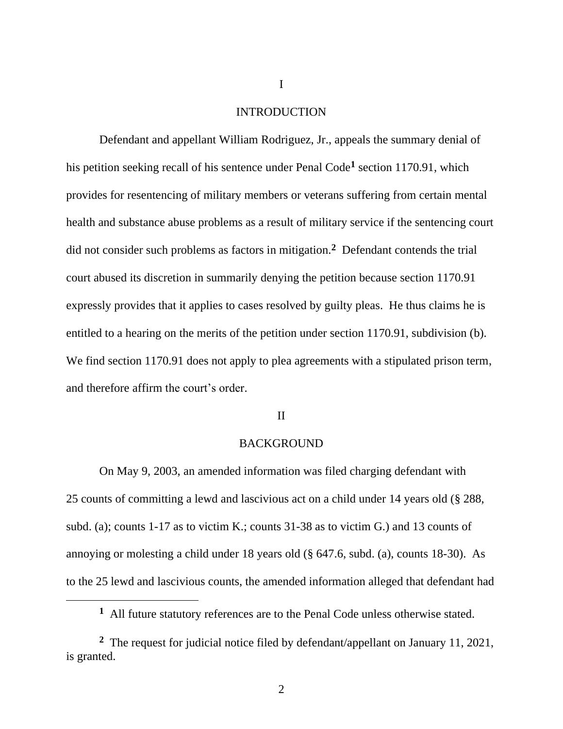# I

# INTRODUCTION

Defendant and appellant William Rodriguez, Jr., appeals the summary denial of his petition seeking recall of his sentence under Penal Code[1] section 1170.91, which provides for resentencing of military members or veterans suffering from certain mental health and substance abuse problems as a result of military service if the sentencing court did not consider such problems as factors in mitigation.[2] Defendant contends the trial court abused its discretion in summarily denying the petition because section 1170.91 expressly provides that it applies to cases resolved by guilty pleas. He thus claims he is entitled to a hearing on the merits of the petition under section 1170.91, subdivision (b). We find section 1170.91 does not apply to plea agreements with a stipulated prison term, and therefore affirm the court's order.

# II

# BACKGROUND

On May 9, 2003, an amended information was filed charging defendant with 25 counts of committing a lewd and lascivious act on a child under 14 years old (§ 288, subd. (a); counts 1-17 as to victim K.; counts 31-38 as to victim G.) and 13 counts of annoying or molesting a child under 18 years old (§ 647.6, subd. (a), counts 18-30). As to the 25 lewd and lascivious counts, the amended information alleged that defendant had

---

[1] All future statutory references are to the Penal Code unless otherwise stated.

[2] The request for judicial notice filed by defendant/appellant on January 11, 2021, is granted.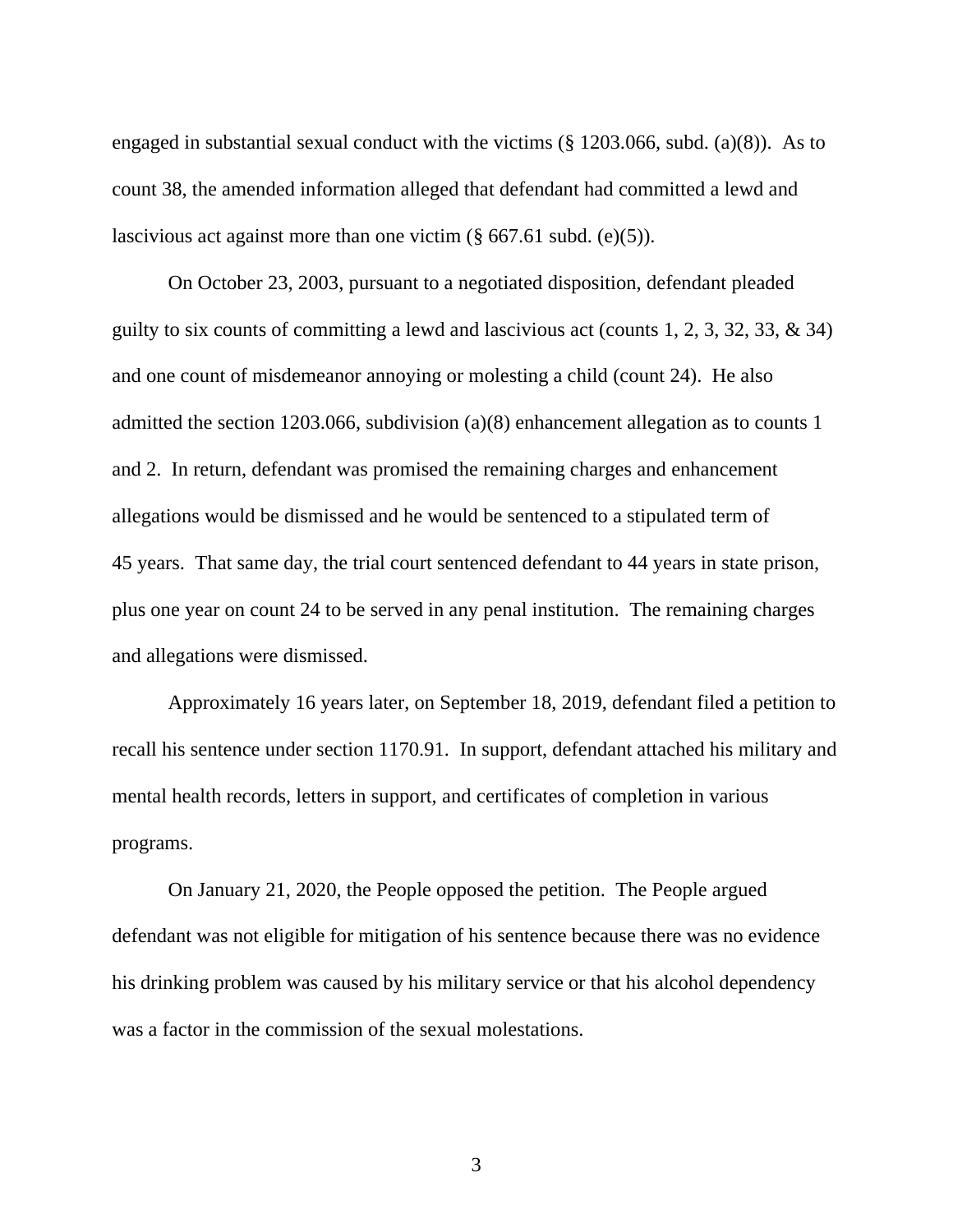engaged in substantial sexual conduct with the victims (§ 1203.066, subd. (a)(8)). As to count 38, the amended information alleged that defendant had committed a lewd and lascivious act against more than one victim (§ 667.61 subd. (e)(5)).

On October 23, 2003, pursuant to a negotiated disposition, defendant pleaded guilty to six counts of committing a lewd and lascivious act (counts 1, 2, 3, 32, 33, & 34) and one count of misdemeanor annoying or molesting a child (count 24). He also admitted the section 1203.066, subdivision (a)(8) enhancement allegation as to counts 1 and 2. In return, defendant was promised the remaining charges and enhancement allegations would be dismissed and he would be sentenced to a stipulated term of 45 years. That same day, the trial court sentenced defendant to 44 years in state prison, plus one year on count 24 to be served in any penal institution. The remaining charges and allegations were dismissed.

Approximately 16 years later, on September 18, 2019, defendant filed a petition to recall his sentence under section 1170.91. In support, defendant attached his military and mental health records, letters in support, and certificates of completion in various programs.

On January 21, 2020, the People opposed the petition. The People argued defendant was not eligible for mitigation of his sentence because there was no evidence his drinking problem was caused by his military service or that his alcohol dependency was a factor in the commission of the sexual molestations.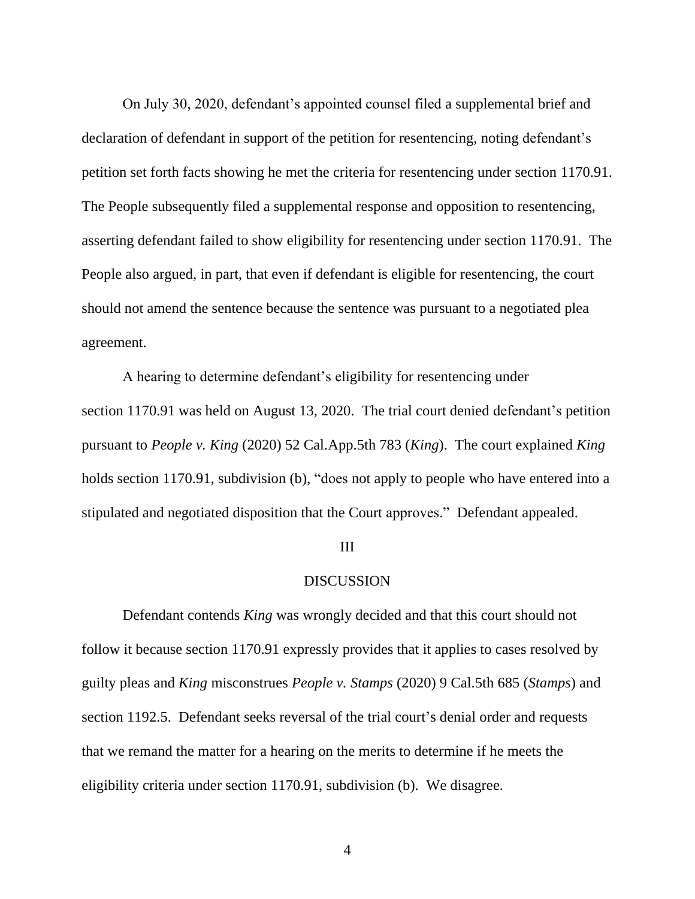On July 30, 2020, defendant's appointed counsel filed a supplemental brief and declaration of defendant in support of the petition for resentencing, noting defendant's petition set forth facts showing he met the criteria for resentencing under section 1170.91. The People subsequently filed a supplemental response and opposition to resentencing, asserting defendant failed to show eligibility for resentencing under section 1170.91. The People also argued, in part, that even if defendant is eligible for resentencing, the court should not amend the sentence because the sentence was pursuant to a negotiated plea agreement.

A hearing to determine defendant's eligibility for resentencing under section 1170.91 was held on August 13, 2020. The trial court denied defendant's petition pursuant to *People v. King* (2020) 52 Cal.App.5th 783 (*King*). The court explained *King* holds section 1170.91, subdivision (b), "does not apply to people who have entered into a stipulated and negotiated disposition that the Court approves." Defendant appealed.

## III

## DISCUSSION

Defendant contends *King* was wrongly decided and that this court should not follow it because section 1170.91 expressly provides that it applies to cases resolved by guilty pleas and *King* misconstrues *People v. Stamps* (2020) 9 Cal.5th 685 (*Stamps*) and section 1192.5. Defendant seeks reversal of the trial court's denial order and requests that we remand the matter for a hearing on the merits to determine if he meets the eligibility criteria under section 1170.91, subdivision (b). We disagree.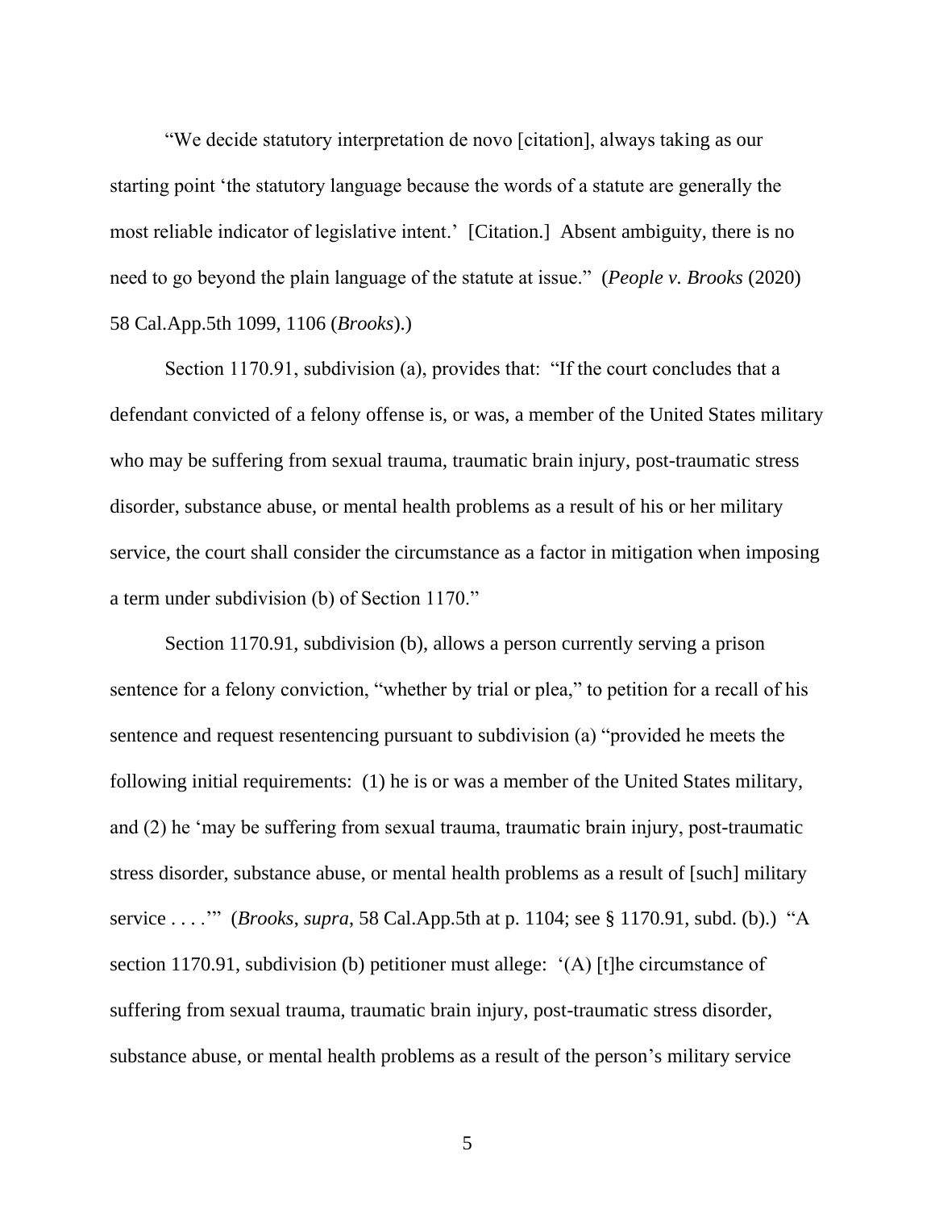"We decide statutory interpretation de novo [citation], always taking as our starting point 'the statutory language because the words of a statute are generally the most reliable indicator of legislative intent.' [Citation.] Absent ambiguity, there is no need to go beyond the plain language of the statute at issue." (*People v. Brooks* (2020) 58 Cal.App.5th 1099, 1106 (*Brooks*).)

Section 1170.91, subdivision (a), provides that: "If the court concludes that a defendant convicted of a felony offense is, or was, a member of the United States military who may be suffering from sexual trauma, traumatic brain injury, post-traumatic stress disorder, substance abuse, or mental health problems as a result of his or her military service, the court shall consider the circumstance as a factor in mitigation when imposing a term under subdivision (b) of Section 1170."

Section 1170.91, subdivision (b), allows a person currently serving a prison sentence for a felony conviction, "whether by trial or plea," to petition for a recall of his sentence and request resentencing pursuant to subdivision (a) "provided he meets the following initial requirements: (1) he is or was a member of the United States military, and (2) he 'may be suffering from sexual trauma, traumatic brain injury, post-traumatic stress disorder, substance abuse, or mental health problems as a result of [such] military service . . . .'" (*Brooks*, *supra*, 58 Cal.App.5th at p. 1104; see § 1170.91, subd. (b).) "A section 1170.91, subdivision (b) petitioner must allege: '(A) [t]he circumstance of suffering from sexual trauma, traumatic brain injury, post-traumatic stress disorder, substance abuse, or mental health problems as a result of the person's military service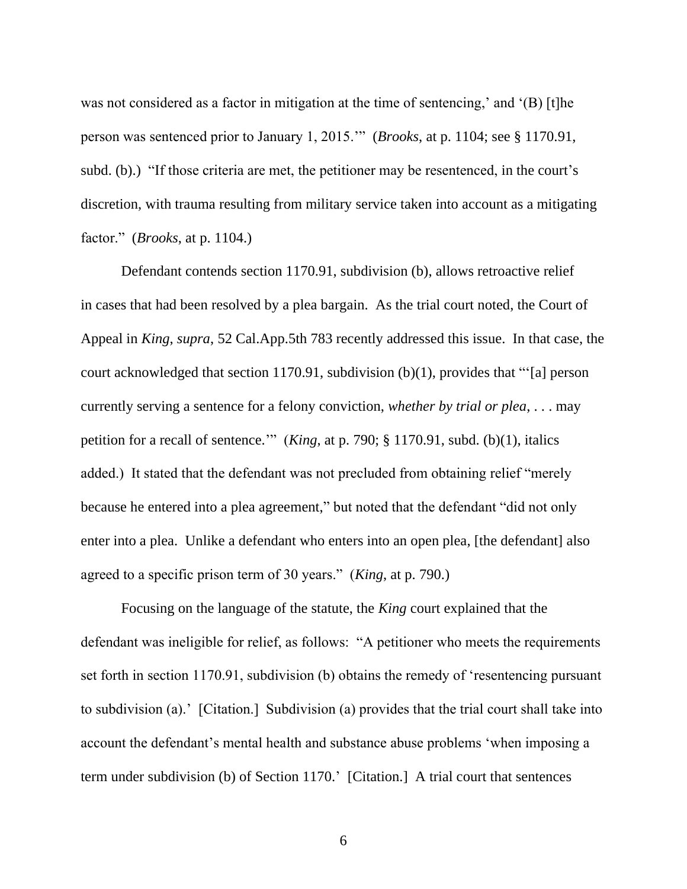was not considered as a factor in mitigation at the time of sentencing,' and '(B) [t]he person was sentenced prior to January 1, 2015.'" (*Brooks*, at p. 1104; see § 1170.91, subd. (b).) "If those criteria are met, the petitioner may be resentenced, in the court's discretion, with trauma resulting from military service taken into account as a mitigating factor." (*Brooks*, at p. 1104.)

Defendant contends section 1170.91, subdivision (b), allows retroactive relief in cases that had been resolved by a plea bargain. As the trial court noted, the Court of Appeal in *King*, *supra*, 52 Cal.App.5th 783 recently addressed this issue. In that case, the court acknowledged that section 1170.91, subdivision (b)(1), provides that "'[a] person currently serving a sentence for a felony conviction, *whether by trial or plea*, . . . may petition for a recall of sentence.'" (*King*, at p. 790; § 1170.91, subd. (b)(1), italics added.) It stated that the defendant was not precluded from obtaining relief "merely because he entered into a plea agreement," but noted that the defendant "did not only enter into a plea. Unlike a defendant who enters into an open plea, [the defendant] also agreed to a specific prison term of 30 years." (*King*, at p. 790.)

Focusing on the language of the statute, the *King* court explained that the defendant was ineligible for relief, as follows: "A petitioner who meets the requirements set forth in section 1170.91, subdivision (b) obtains the remedy of 'resentencing pursuant to subdivision (a).' [Citation.] Subdivision (a) provides that the trial court shall take into account the defendant's mental health and substance abuse problems 'when imposing a term under subdivision (b) of Section 1170.' [Citation.] A trial court that sentences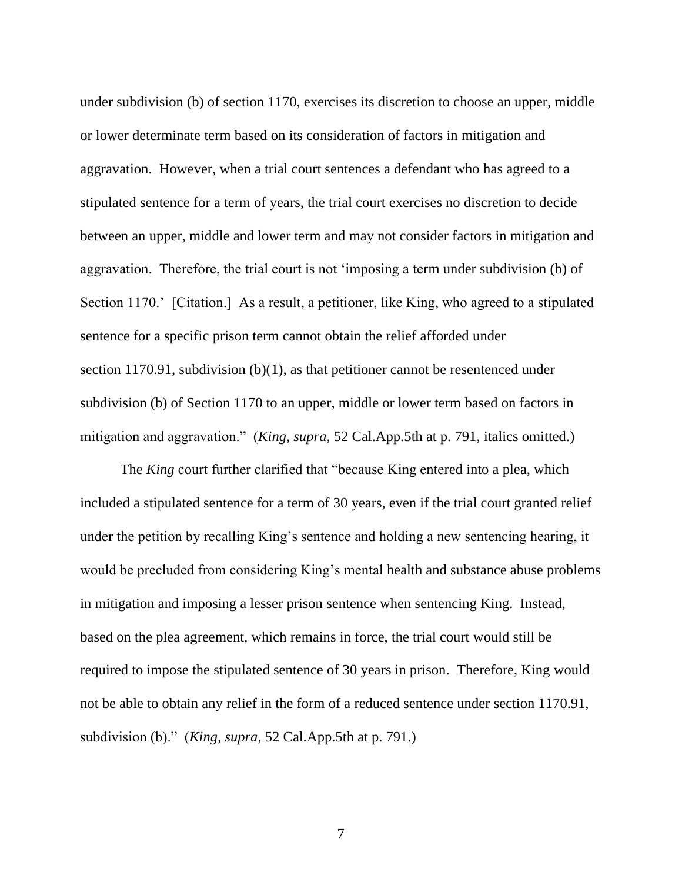under subdivision (b) of section 1170, exercises its discretion to choose an upper, middle or lower determinate term based on its consideration of factors in mitigation and aggravation. However, when a trial court sentences a defendant who has agreed to a stipulated sentence for a term of years, the trial court exercises no discretion to decide between an upper, middle and lower term and may not consider factors in mitigation and aggravation. Therefore, the trial court is not 'imposing a term under subdivision (b) of Section 1170.' [Citation.] As a result, a petitioner, like King, who agreed to a stipulated sentence for a specific prison term cannot obtain the relief afforded under section 1170.91, subdivision (b)(1), as that petitioner cannot be resentenced under subdivision (b) of Section 1170 to an upper, middle or lower term based on factors in mitigation and aggravation." (*King*, *supra*, 52 Cal.App.5th at p. 791, italics omitted.)

The *King* court further clarified that "because King entered into a plea, which included a stipulated sentence for a term of 30 years, even if the trial court granted relief under the petition by recalling King's sentence and holding a new sentencing hearing, it would be precluded from considering King's mental health and substance abuse problems in mitigation and imposing a lesser prison sentence when sentencing King. Instead, based on the plea agreement, which remains in force, the trial court would still be required to impose the stipulated sentence of 30 years in prison. Therefore, King would not be able to obtain any relief in the form of a reduced sentence under section 1170.91, subdivision (b)." (*King*, *supra*, 52 Cal.App.5th at p. 791.)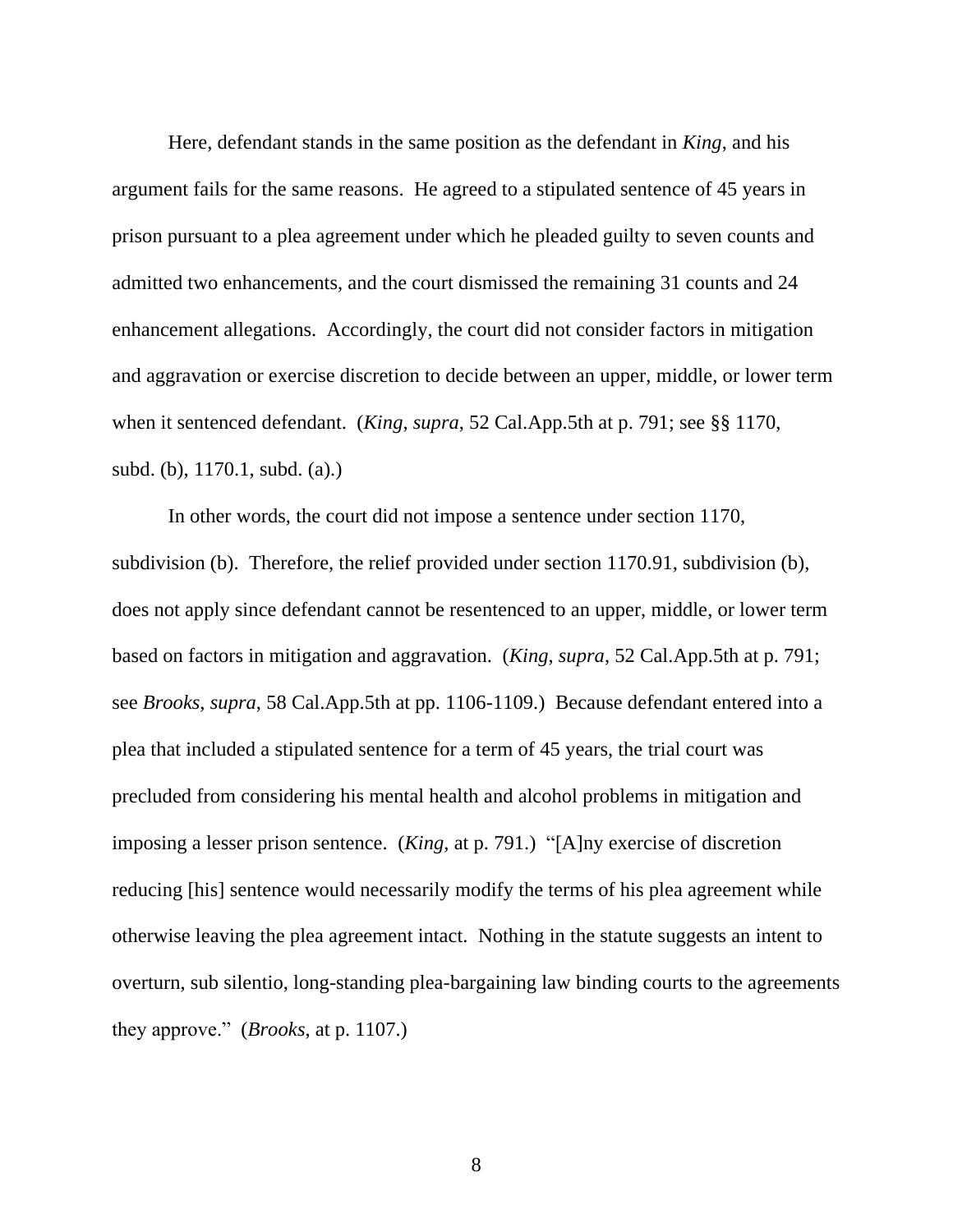Here, defendant stands in the same position as the defendant in *King*, and his argument fails for the same reasons. He agreed to a stipulated sentence of 45 years in prison pursuant to a plea agreement under which he pleaded guilty to seven counts and admitted two enhancements, and the court dismissed the remaining 31 counts and 24 enhancement allegations. Accordingly, the court did not consider factors in mitigation and aggravation or exercise discretion to decide between an upper, middle, or lower term when it sentenced defendant. (*King*, *supra*, 52 Cal.App.5th at p. 791; see §§ 1170, subd. (b), 1170.1, subd. (a).)

In other words, the court did not impose a sentence under section 1170, subdivision (b). Therefore, the relief provided under section 1170.91, subdivision (b), does not apply since defendant cannot be resentenced to an upper, middle, or lower term based on factors in mitigation and aggravation. (*King*, *supra*, 52 Cal.App.5th at p. 791; see *Brooks*, *supra*, 58 Cal.App.5th at pp. 1106-1109.) Because defendant entered into a plea that included a stipulated sentence for a term of 45 years, the trial court was precluded from considering his mental health and alcohol problems in mitigation and imposing a lesser prison sentence. (*King*, at p. 791.) "[A]ny exercise of discretion reducing [his] sentence would necessarily modify the terms of his plea agreement while otherwise leaving the plea agreement intact. Nothing in the statute suggests an intent to overturn, sub silentio, long-standing plea-bargaining law binding courts to the agreements they approve." (*Brooks*, at p. 1107.)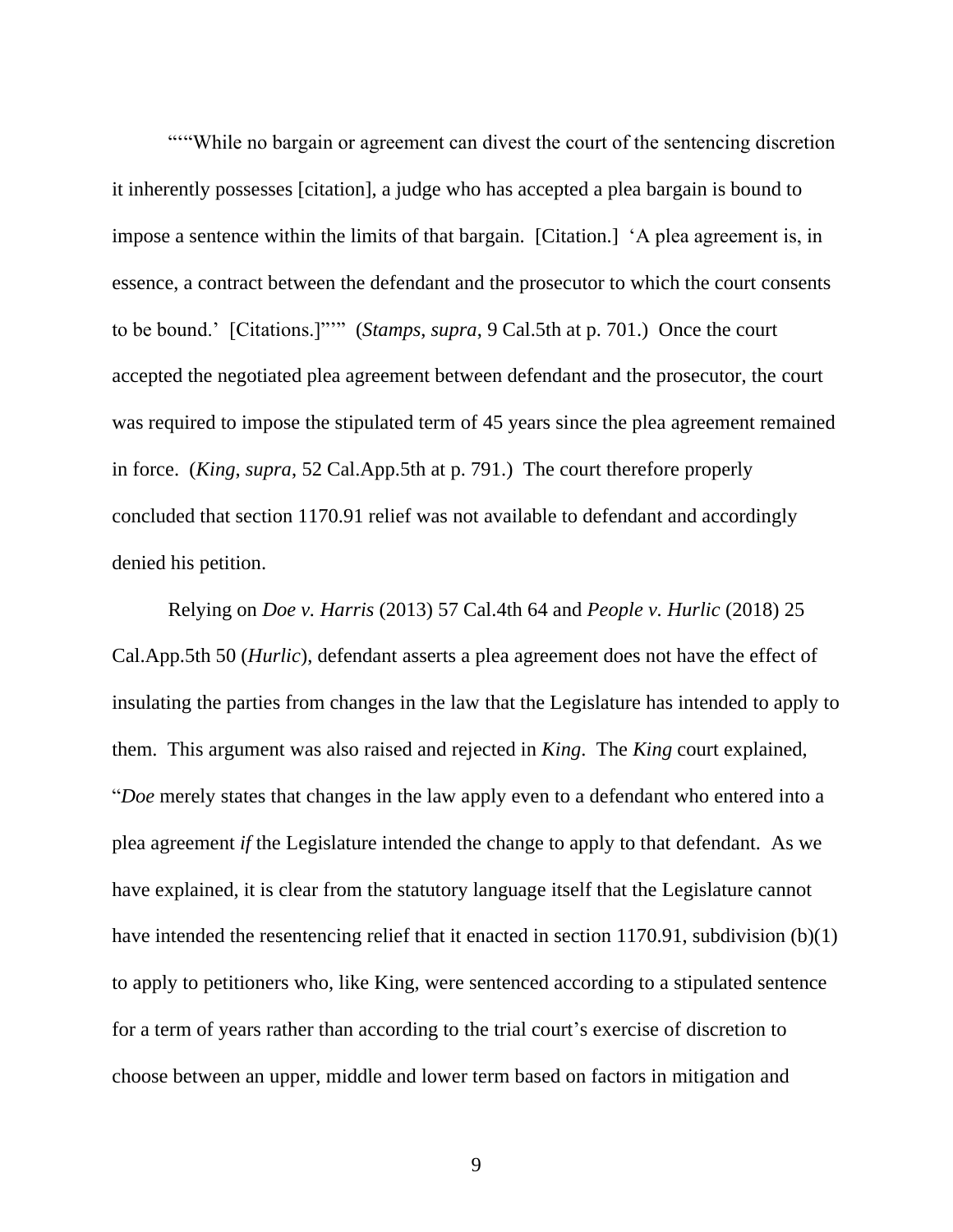"""While no bargain or agreement can divest the court of the sentencing discretion it inherently possesses [citation], a judge who has accepted a plea bargain is bound to impose a sentence within the limits of that bargain. [Citation.] 'A plea agreement is, in essence, a contract between the defendant and the prosecutor to which the court consents to be bound.' [Citations.]""" (*Stamps*, *supra*, 9 Cal.5th at p. 701.) Once the court accepted the negotiated plea agreement between defendant and the prosecutor, the court was required to impose the stipulated term of 45 years since the plea agreement remained in force. (*King*, *supra*, 52 Cal.App.5th at p. 791.) The court therefore properly concluded that section 1170.91 relief was not available to defendant and accordingly denied his petition.

Relying on *Doe v. Harris* (2013) 57 Cal.4th 64 and *People v. Hurlic* (2018) 25 Cal.App.5th 50 (*Hurlic*), defendant asserts a plea agreement does not have the effect of insulating the parties from changes in the law that the Legislature has intended to apply to them. This argument was also raised and rejected in *King*. The *King* court explained, "*Doe* merely states that changes in the law apply even to a defendant who entered into a plea agreement *if* the Legislature intended the change to apply to that defendant. As we have explained, it is clear from the statutory language itself that the Legislature cannot have intended the resentencing relief that it enacted in section 1170.91, subdivision (b)(1) to apply to petitioners who, like King, were sentenced according to a stipulated sentence for a term of years rather than according to the trial court's exercise of discretion to choose between an upper, middle and lower term based on factors in mitigation and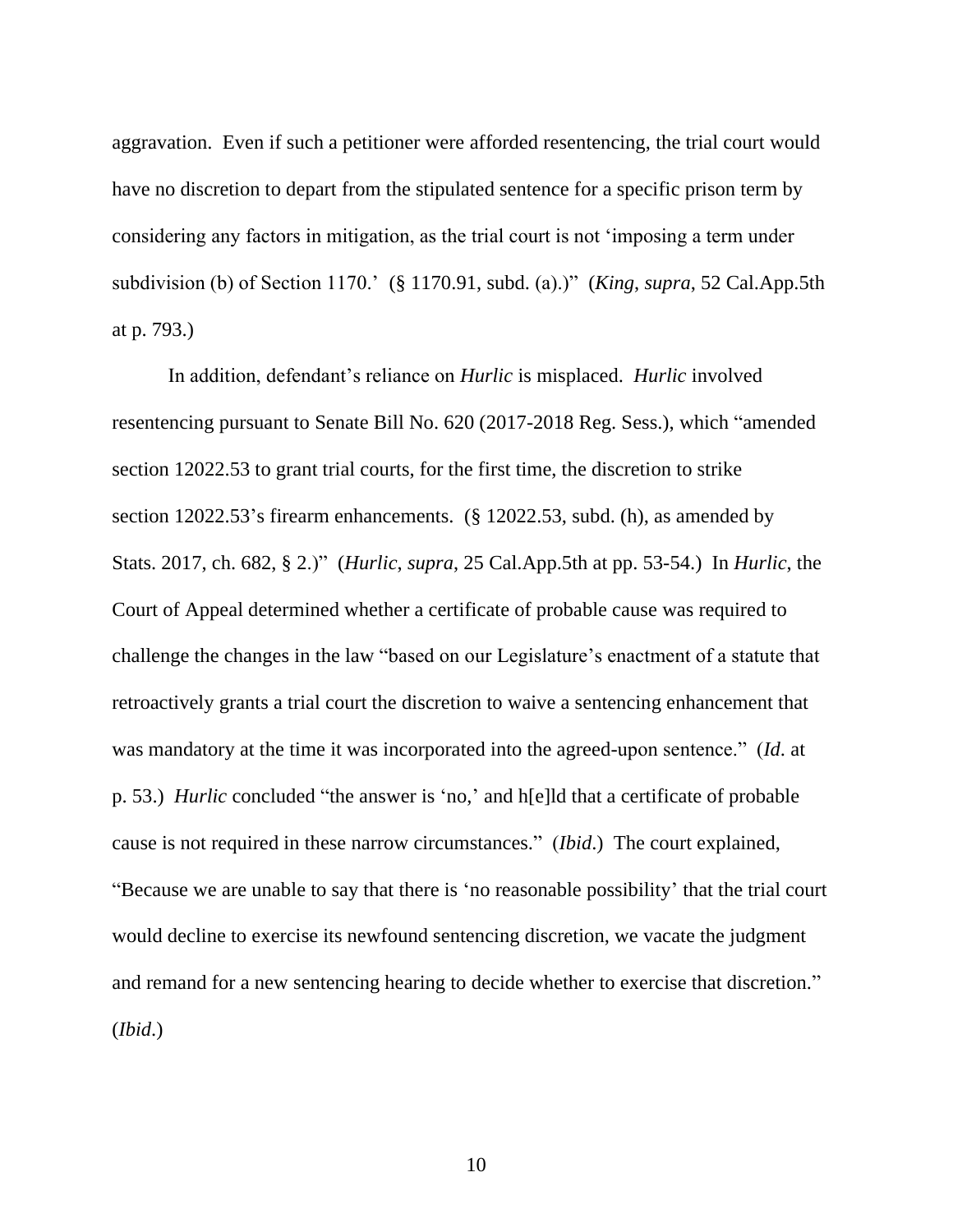aggravation. Even if such a petitioner were afforded resentencing, the trial court would have no discretion to depart from the stipulated sentence for a specific prison term by considering any factors in mitigation, as the trial court is not 'imposing a term under subdivision (b) of Section 1170.' (§ 1170.91, subd. (a).)" (*King*, *supra*, 52 Cal.App.5th at p. 793.)

In addition, defendant's reliance on *Hurlic* is misplaced. *Hurlic* involved resentencing pursuant to Senate Bill No. 620 (2017-2018 Reg. Sess.), which "amended section 12022.53 to grant trial courts, for the first time, the discretion to strike section 12022.53's firearm enhancements. (§ 12022.53, subd. (h), as amended by Stats. 2017, ch. 682, § 2.)" (*Hurlic*, *supra*, 25 Cal.App.5th at pp. 53-54.) In *Hurlic*, the Court of Appeal determined whether a certificate of probable cause was required to challenge the changes in the law "based on our Legislature's enactment of a statute that retroactively grants a trial court the discretion to waive a sentencing enhancement that was mandatory at the time it was incorporated into the agreed-upon sentence." (*Id*. at p. 53.) *Hurlic* concluded "the answer is 'no,' and h[e]ld that a certificate of probable cause is not required in these narrow circumstances." (*Ibid*.) The court explained, "Because we are unable to say that there is 'no reasonable possibility' that the trial court would decline to exercise its newfound sentencing discretion, we vacate the judgment and remand for a new sentencing hearing to decide whether to exercise that discretion." (*Ibid*.)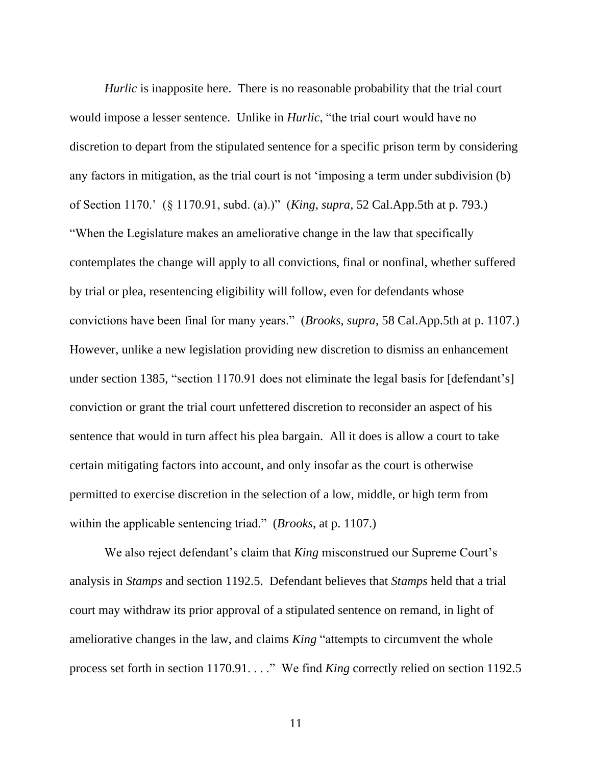*Hurlic* is inapposite here. There is no reasonable probability that the trial court would impose a lesser sentence. Unlike in *Hurlic*, "the trial court would have no discretion to depart from the stipulated sentence for a specific prison term by considering any factors in mitigation, as the trial court is not 'imposing a term under subdivision (b) of Section 1170.' (§ 1170.91, subd. (a).)" (*King*, *supra*, 52 Cal.App.5th at p. 793.) "When the Legislature makes an ameliorative change in the law that specifically contemplates the change will apply to all convictions, final or nonfinal, whether suffered by trial or plea, resentencing eligibility will follow, even for defendants whose convictions have been final for many years." (*Brooks*, *supra*, 58 Cal.App.5th at p. 1107.) However, unlike a new legislation providing new discretion to dismiss an enhancement under section 1385, "section 1170.91 does not eliminate the legal basis for [defendant's] conviction or grant the trial court unfettered discretion to reconsider an aspect of his sentence that would in turn affect his plea bargain. All it does is allow a court to take certain mitigating factors into account, and only insofar as the court is otherwise permitted to exercise discretion in the selection of a low, middle, or high term from within the applicable sentencing triad." (*Brooks*, at p. 1107.)

We also reject defendant's claim that *King* misconstrued our Supreme Court's analysis in *Stamps* and section 1192.5. Defendant believes that *Stamps* held that a trial court may withdraw its prior approval of a stipulated sentence on remand, in light of ameliorative changes in the law, and claims *King* "attempts to circumvent the whole process set forth in section 1170.91. . . ." We find *King* correctly relied on section 1192.5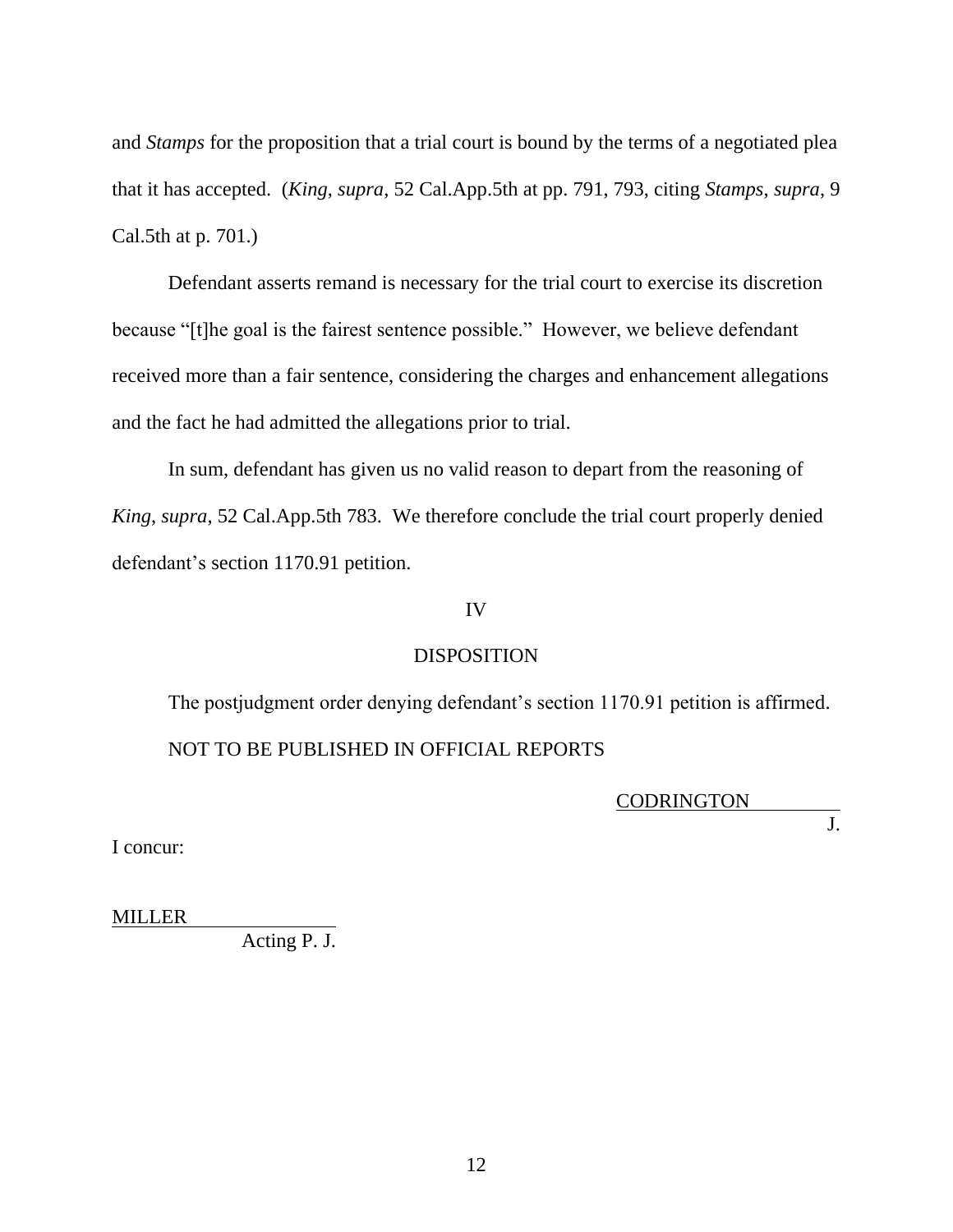and *Stamps* for the proposition that a trial court is bound by the terms of a negotiated plea that it has accepted. (*King*, *supra*, 52 Cal.App.5th at pp. 791, 793, citing *Stamps*, *supra*, 9 Cal.5th at p. 701.)

Defendant asserts remand is necessary for the trial court to exercise its discretion because "[t]he goal is the fairest sentence possible." However, we believe defendant received more than a fair sentence, considering the charges and enhancement allegations and the fact he had admitted the allegations prior to trial.

In sum, defendant has given us no valid reason to depart from the reasoning of *King*, *supra*, 52 Cal.App.5th 783. We therefore conclude the trial court properly denied defendant's section 1170.91 petition.

## IV

## DISPOSITION

The postjudgment order denying defendant's section 1170.91 petition is affirmed.

NOT TO BE PUBLISHED IN OFFICIAL REPORTS

CODRINGTON
J.

I concur:

MILLER
Acting P. J.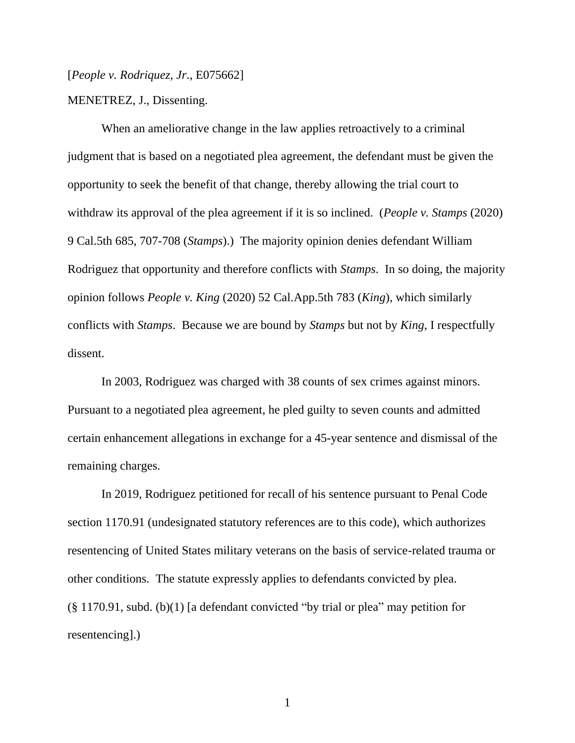[*People v. Rodriquez, Jr*., E075662]

MENETREZ, J., Dissenting.

When an ameliorative change in the law applies retroactively to a criminal judgment that is based on a negotiated plea agreement, the defendant must be given the opportunity to seek the benefit of that change, thereby allowing the trial court to withdraw its approval of the plea agreement if it is so inclined. (*People v. Stamps* (2020) 9 Cal.5th 685, 707-708 (*Stamps*).) The majority opinion denies defendant William Rodriguez that opportunity and therefore conflicts with *Stamps*. In so doing, the majority opinion follows *People v. King* (2020) 52 Cal.App.5th 783 (*King*), which similarly conflicts with *Stamps*. Because we are bound by *Stamps* but not by *King*, I respectfully dissent.

In 2003, Rodriguez was charged with 38 counts of sex crimes against minors. Pursuant to a negotiated plea agreement, he pled guilty to seven counts and admitted certain enhancement allegations in exchange for a 45-year sentence and dismissal of the remaining charges.

In 2019, Rodriguez petitioned for recall of his sentence pursuant to Penal Code section 1170.91 (undesignated statutory references are to this code), which authorizes resentencing of United States military veterans on the basis of service-related trauma or other conditions. The statute expressly applies to defendants convicted by plea. (§ 1170.91, subd. (b)(1) [a defendant convicted "by trial or plea" may petition for resentencing].)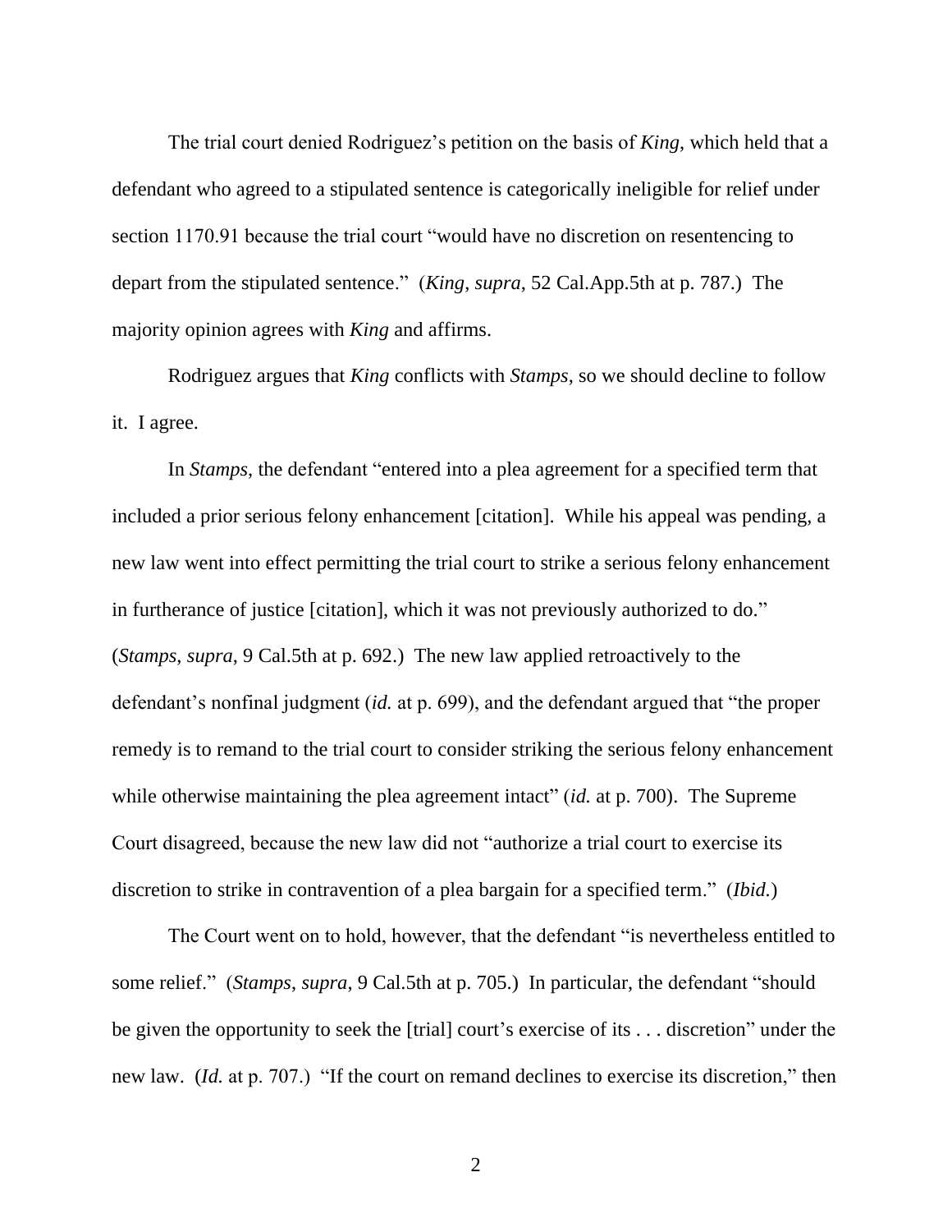The trial court denied Rodriguez's petition on the basis of *King*, which held that a defendant who agreed to a stipulated sentence is categorically ineligible for relief under section 1170.91 because the trial court "would have no discretion on resentencing to depart from the stipulated sentence." (*King*, *supra*, 52 Cal.App.5th at p. 787.) The majority opinion agrees with *King* and affirms.

Rodriguez argues that *King* conflicts with *Stamps*, so we should decline to follow it. I agree.

In *Stamps*, the defendant "entered into a plea agreement for a specified term that included a prior serious felony enhancement [citation]. While his appeal was pending, a new law went into effect permitting the trial court to strike a serious felony enhancement in furtherance of justice [citation], which it was not previously authorized to do." (*Stamps*, *supra*, 9 Cal.5th at p. 692.) The new law applied retroactively to the defendant's nonfinal judgment (*id.* at p. 699), and the defendant argued that "the proper remedy is to remand to the trial court to consider striking the serious felony enhancement while otherwise maintaining the plea agreement intact" (*id.* at p. 700). The Supreme Court disagreed, because the new law did not "authorize a trial court to exercise its discretion to strike in contravention of a plea bargain for a specified term." (*Ibid.*)

The Court went on to hold, however, that the defendant "is nevertheless entitled to some relief." (*Stamps*, *supra*, 9 Cal.5th at p. 705.) In particular, the defendant "should be given the opportunity to seek the [trial] court's exercise of its . . . discretion" under the new law. (*Id.* at p. 707.) "If the court on remand declines to exercise its discretion," then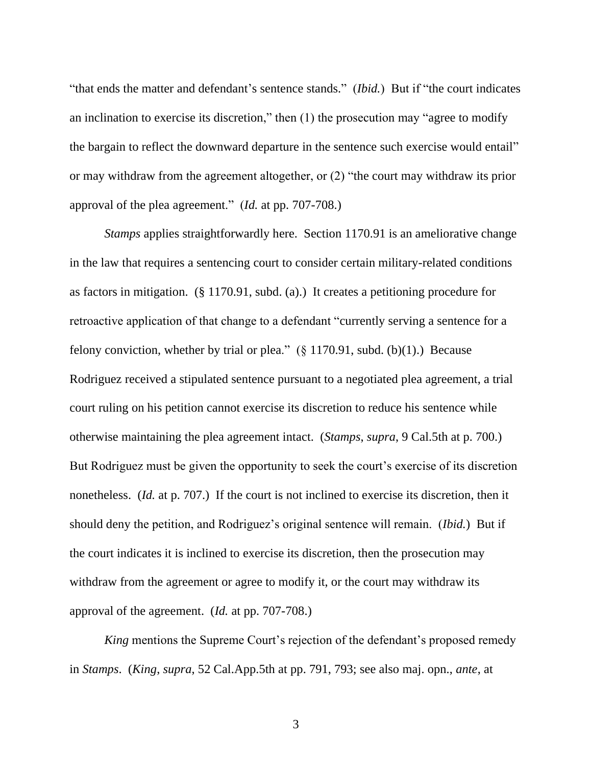"that ends the matter and defendant's sentence stands." (*Ibid.*) But if "the court indicates an inclination to exercise its discretion," then (1) the prosecution may "agree to modify the bargain to reflect the downward departure in the sentence such exercise would entail" or may withdraw from the agreement altogether, or (2) "the court may withdraw its prior approval of the plea agreement." (*Id.* at pp. 707-708.)

*Stamps* applies straightforwardly here. Section 1170.91 is an ameliorative change in the law that requires a sentencing court to consider certain military-related conditions as factors in mitigation. (§ 1170.91, subd. (a).) It creates a petitioning procedure for retroactive application of that change to a defendant "currently serving a sentence for a felony conviction, whether by trial or plea." (§ 1170.91, subd. (b)(1).) Because Rodriguez received a stipulated sentence pursuant to a negotiated plea agreement, a trial court ruling on his petition cannot exercise its discretion to reduce his sentence while otherwise maintaining the plea agreement intact. (*Stamps*, *supra*, 9 Cal.5th at p. 700.) But Rodriguez must be given the opportunity to seek the court's exercise of its discretion nonetheless. (*Id.* at p. 707.) If the court is not inclined to exercise its discretion, then it should deny the petition, and Rodriguez's original sentence will remain. (*Ibid.*) But if the court indicates it is inclined to exercise its discretion, then the prosecution may withdraw from the agreement or agree to modify it, or the court may withdraw its approval of the agreement. (*Id.* at pp. 707-708.)

*King* mentions the Supreme Court's rejection of the defendant's proposed remedy in *Stamps*. (*King*, *supra*, 52 Cal.App.5th at pp. 791, 793; see also maj. opn., *ante*, at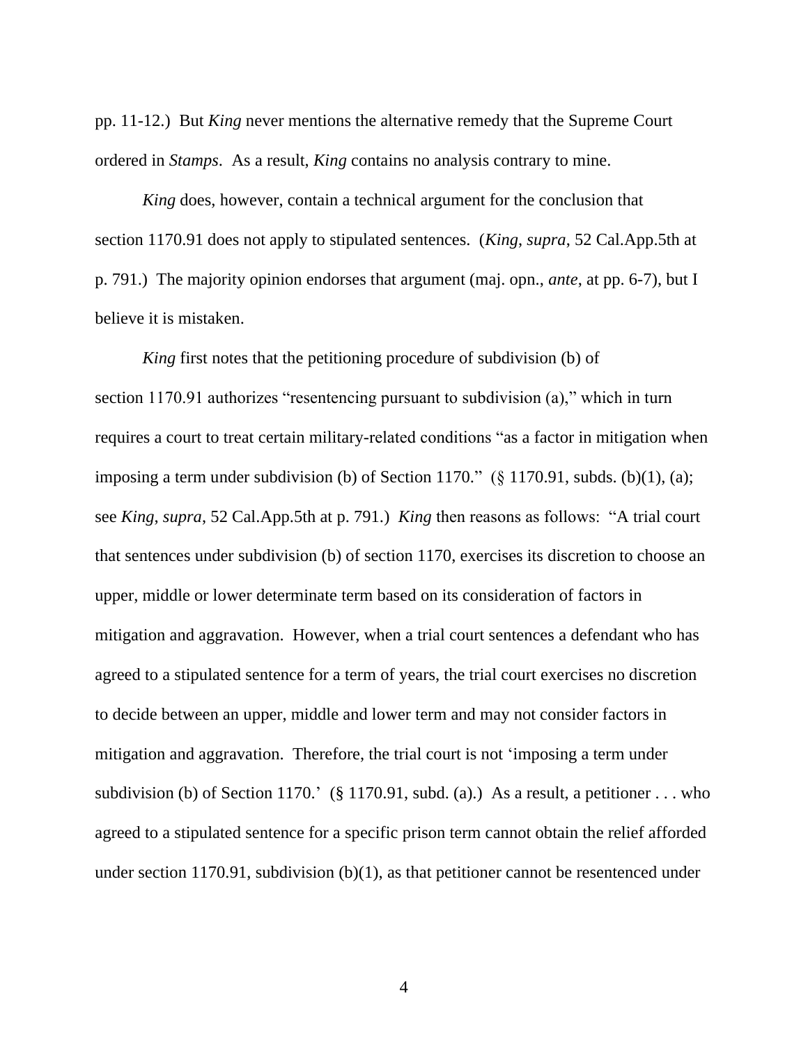pp. 11-12.) But *King* never mentions the alternative remedy that the Supreme Court ordered in *Stamps*. As a result, *King* contains no analysis contrary to mine.

*King* does, however, contain a technical argument for the conclusion that section 1170.91 does not apply to stipulated sentences. (*King*, *supra*, 52 Cal.App.5th at p. 791.) The majority opinion endorses that argument (maj. opn., *ante*, at pp. 6-7), but I believe it is mistaken.

*King* first notes that the petitioning procedure of subdivision (b) of section 1170.91 authorizes "resentencing pursuant to subdivision (a)," which in turn requires a court to treat certain military-related conditions "as a factor in mitigation when imposing a term under subdivision (b) of Section 1170." (§ 1170.91, subds. (b)(1), (a); see *King*, *supra*, 52 Cal.App.5th at p. 791.) *King* then reasons as follows: "A trial court that sentences under subdivision (b) of section 1170, exercises its discretion to choose an upper, middle or lower determinate term based on its consideration of factors in mitigation and aggravation. However, when a trial court sentences a defendant who has agreed to a stipulated sentence for a term of years, the trial court exercises no discretion to decide between an upper, middle and lower term and may not consider factors in mitigation and aggravation. Therefore, the trial court is not 'imposing a term under subdivision (b) of Section 1170.' (§ 1170.91, subd. (a).) As a result, a petitioner . . . who agreed to a stipulated sentence for a specific prison term cannot obtain the relief afforded under section 1170.91, subdivision (b)(1), as that petitioner cannot be resentenced under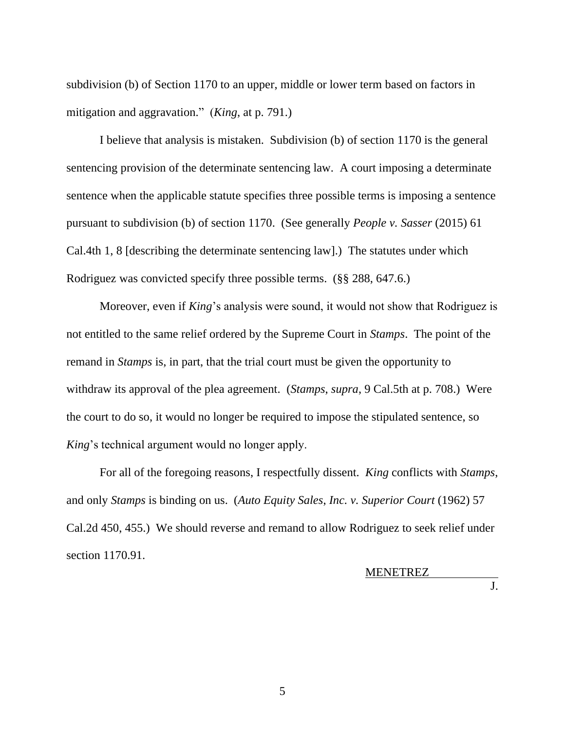subdivision (b) of Section 1170 to an upper, middle or lower term based on factors in mitigation and aggravation." (*King*, at p. 791.)

I believe that analysis is mistaken. Subdivision (b) of section 1170 is the general sentencing provision of the determinate sentencing law. A court imposing a determinate sentence when the applicable statute specifies three possible terms is imposing a sentence pursuant to subdivision (b) of section 1170. (See generally *People v. Sasser* (2015) 61 Cal.4th 1, 8 [describing the determinate sentencing law].) The statutes under which Rodriguez was convicted specify three possible terms. (§§ 288, 647.6.)

Moreover, even if *King*'s analysis were sound, it would not show that Rodriguez is not entitled to the same relief ordered by the Supreme Court in *Stamps*. The point of the remand in *Stamps* is, in part, that the trial court must be given the opportunity to withdraw its approval of the plea agreement. (*Stamps*, *supra*, 9 Cal.5th at p. 708.) Were the court to do so, it would no longer be required to impose the stipulated sentence, so *King*'s technical argument would no longer apply.

For all of the foregoing reasons, I respectfully dissent. *King* conflicts with *Stamps*, and only *Stamps* is binding on us. (*Auto Equity Sales*, *Inc. v. Superior Court* (1962) 57 Cal.2d 450, 455.) We should reverse and remand to allow Rodriguez to seek relief under section 1170.91.

MENETREZ
J.